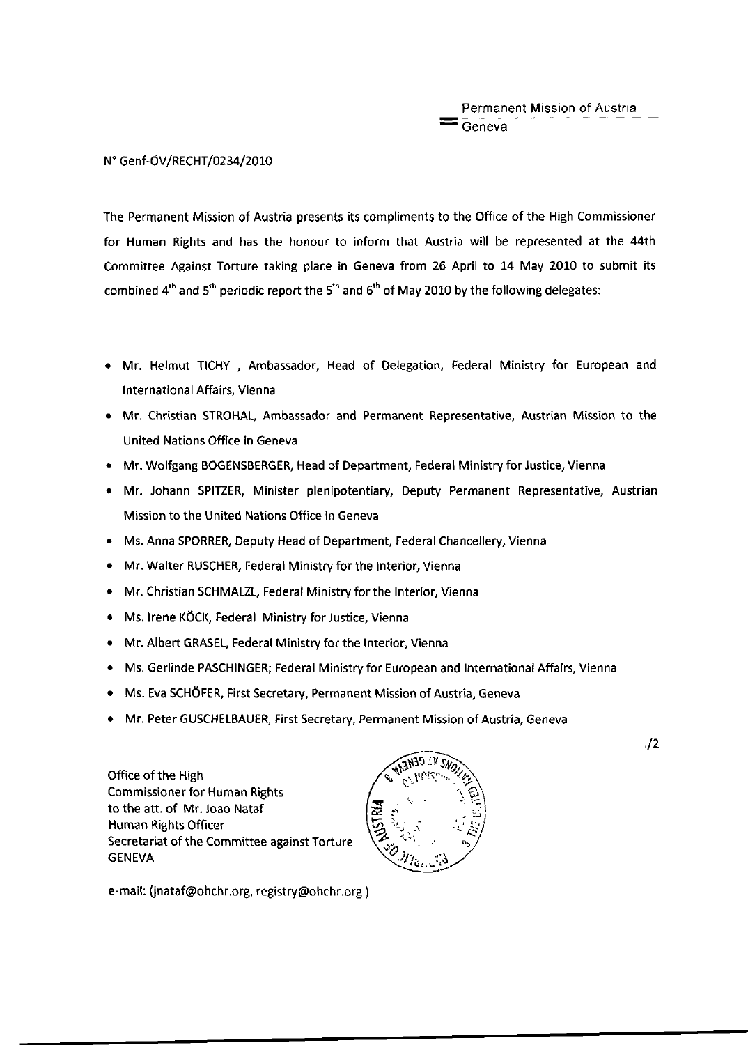Permanent Mission of Austria
Geneva

N° Genf-ÖV/RECHT/0234/2010

The Permanent Mission of Austria presents its compliments to the Office of the High Commissioner for Human Rights and has the honour to inform that Austria will be represented at the 44th Committee Against Torture taking place in Geneva from 26 April to 14 May 2010 to submit its combined 4th and 5th periodic report the 5th and 6th of May 2010 by the following delegates:

- Mr. Helmut TICHY , Ambassador, Head of Delegation, Federal Ministry for European and International Affairs, Vienna
- Mr. Christian STROHAL, Ambassador and Permanent Representative, Austrian Mission to the United Nations Office in Geneva
- Mr. Wolfgang BOGENSBERGER, Head of Department, Federal Ministry for Justice, Vienna
- Mr. Johann SPITZER, Minister plenipotentiary, Deputy Permanent Representative, Austrian Mission to the United Nations Office in Geneva
- Ms. Anna SPORRER, Deputy Head of Department, Federal Chancellery, Vienna
- Mr. Walter RUSCHER, Federal Ministry for the Interior, Vienna
- Mr. Christian SCHMALZL, Federal Ministry for the Interior, Vienna
- Ms. Irene KÖCK, Federal Ministry for Justice, Vienna
- Mr. Albert GRASEL, Federal Ministry for the Interior, Vienna
- Ms. Gerlinde PASCHINGER; Federal Ministry for European and International Affairs, Vienna
- Ms. Eva SCHÖFER, First Secretary, Permanent Mission of Austria, Geneva
- Mr. Peter GUSCHELBAUER, First Secretary, Permanent Mission of Austria, Geneva

./2

Office of the High
Commissioner for Human Rights
to the att. of Mr. Joao Nataf
Human Rights Officer
Secretariat of the Committee against Torture
GENEVA

e-mail: (jnataf@ohchr.org, registry@ohchr.org )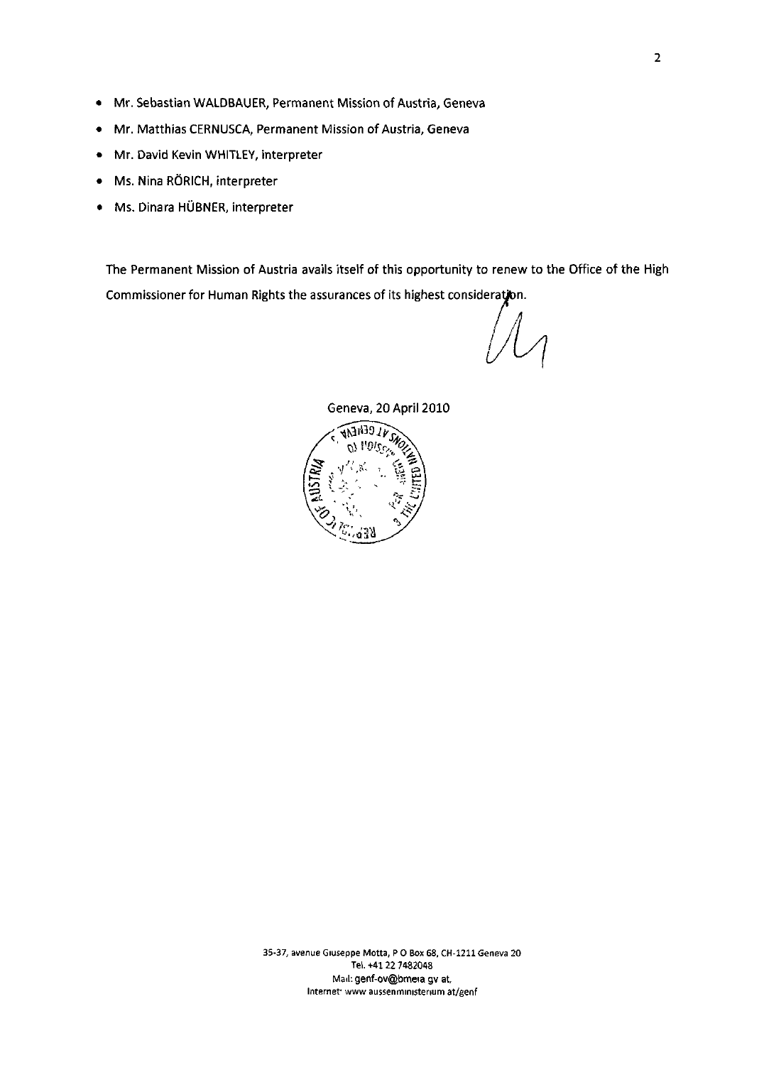- Mr. Sebastian WALDBAUER, Permanent Mission of Austria, Geneva
- Mr. Matthias CERNUSCA, Permanent Mission of Austria, Geneva
- Mr. David Kevin WHITLEY, interpreter
- Ms. Nina RÖRICH, interpreter
- Ms. Dinara HÜBNER, interpreter

The Permanent Mission of Austria avails itself of this opportunity to renew to the Office of the High Commissioner for Human Rights the assurances of its highest consideration.

Geneva, 20 April 2010

35-37, avenue Giuseppe Motta, P O Box 68, CH-1211 Geneva 20
Tel. +41 22 7482048
Mail: genf-ov@bmeia gv at.
Internet: www aussenministerium at/genf